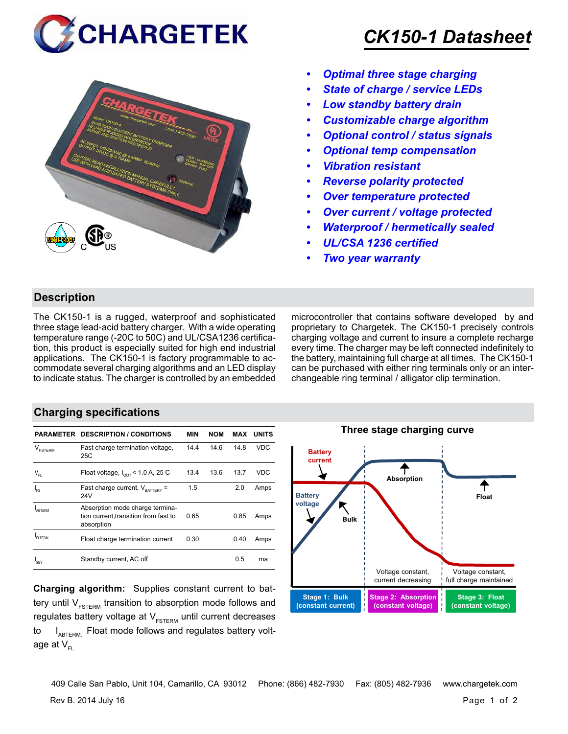# CHARGETEK

# CK150-1 Datasheet

- *Optimal three stage charging*
- *State of charge / service LEDs*
- *Low standby battery drain*
- *Customizable charge algorithm*
- *Optional control / status signals*
- *Optional temp compensation*
- *Vibration resistant*
- *Reverse polarity protected*
- *Over temperature protected*
- *Over current / voltage protected*
- *Waterproof / hermetically sealed*
- *UL/CSA 1236 certified*
- *Two year warranty*

## Description

The CK150-1 is a rugged, waterproof and sophisticated three stage lead-acid battery charger. With a wide operating temperature range (-20C to 50C) and UL/CSA1236 certification, this product is especially suited for high end industrial applications. The CK150-1 is factory programmable to accommodate several charging algorithms and an LED display to indicate status. The charger is controlled by an embedded microcontroller that contains software developed by and proprietary to Chargetek. The CK150-1 precisely controls charging voltage and current to insure a complete recharge every time. The charger may be left connected indefinitely to the battery, maintaining full charge at all times. The CK150-1 can be purchased with either ring terminals only or an interchangeable ring terminal / alligator clip termination.

## Charging specifications

| PARAMETER | DESCRIPTION / CONDITIONS | MIN | NOM | MAX | UNITS |
|---|---|---|---|---|---|
| $V_{FSTERM}$ | Fast charge termination voltage, 25C | 14.4 | 14.6 | 14.8 | VDC |
| $V_{FL}$ | Float voltage, $I_{OUT}$ < 1.0 A, 25 C | 13.4 | 13.6 | 13.7 | VDC |
| $I_{FS}$ | Fast charge current, $V_{BATTERY}$ = 24V | 1.5 | | 2.0 | Amps |
| $I_{ABTERM}$ | Absorption mode charge termination current,transition from fast to absorption | 0.65 | | 0.85 | Amps |
| $I_{FLTERM}$ | Float charge termination current | 0.30 | | 0.40 | Amps |
| $I_{SBY}$ | Standby current, AC off | | | 0.5 | ma |

**Charging algorithm:** Supplies constant current to battery until $V_{FSTERM}$ transition to absorption mode follows and regulates battery voltage at $V_{FSTERM}$ until current decreases to $I_{ABTERM.}$ Float mode follows and regulates battery voltage at $V_{FL.}$

### Three stage charging curve

Battery current — Battery voltage — Bulk — Absorption — Float

Voltage constant, current decreasing | Voltage constant, full charge maintained

| Stage 1: Bulk (constant current) | Stage 2: Absorption (constant voltage) | Stage 3: Float (constant voltage) |
|---|---|---|

409 Calle San Pablo, Unit 104, Camarillo, CA 93012 Phone: (866) 482-7930 Fax: (805) 482-7936 www.chargetek.com

Rev B. 2014 July 16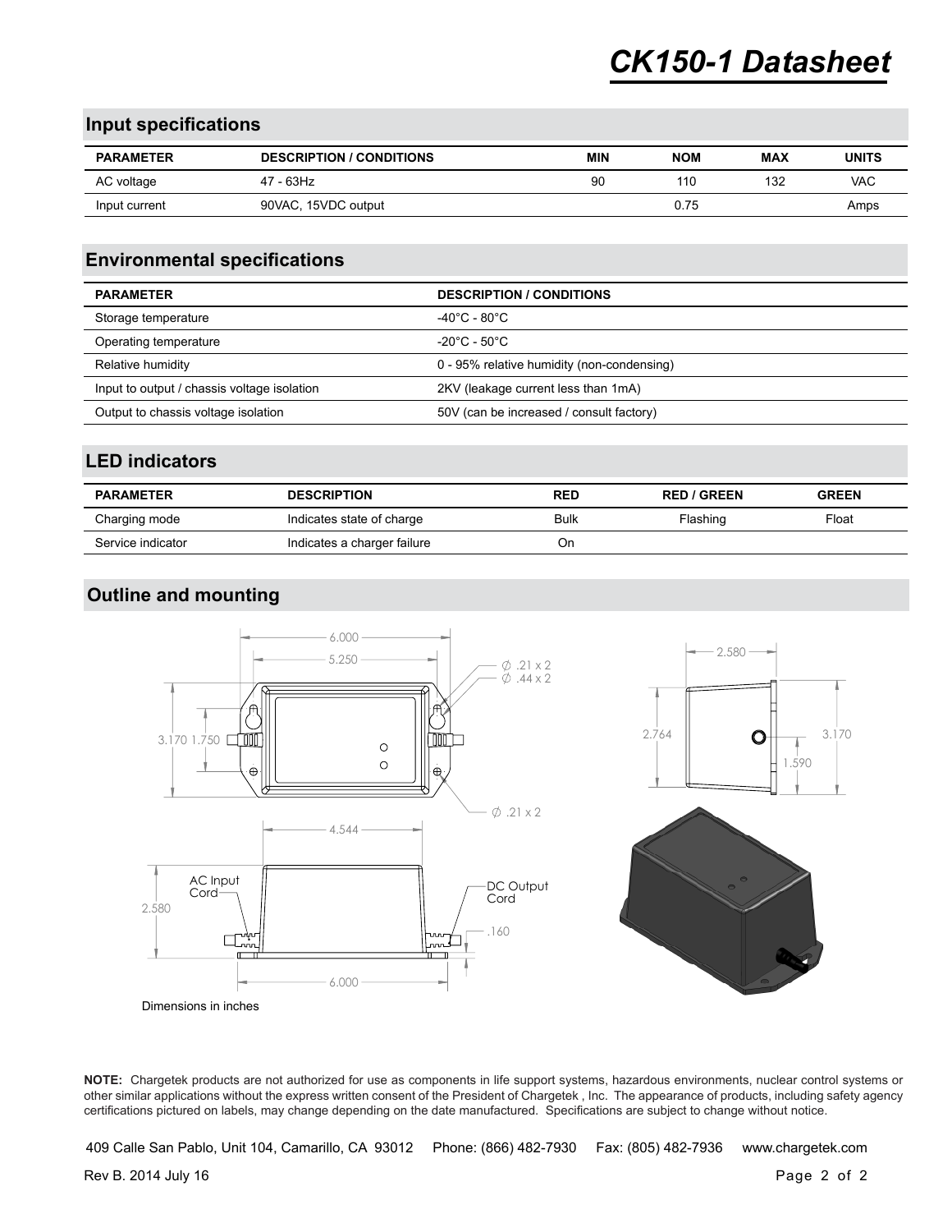# CK150-1 Datasheet

## Input specifications

| PARAMETER | DESCRIPTION / CONDITIONS | MIN | NOM | MAX | UNITS |
| --- | --- | --- | --- | --- | --- |
| AC voltage | 47 - 63Hz | 90 | 110 | 132 | VAC |
| Input current | 90VAC, 15VDC output | | 0.75 | | Amps |

## Environmental specifications

| PARAMETER | DESCRIPTION / CONDITIONS |
| --- | --- |
| Storage temperature | -40°C - 80°C |
| Operating temperature | -20°C - 50°C |
| Relative humidity | 0 - 95% relative humidity (non-condensing) |
| Input to output / chassis voltage isolation | 2KV (leakage current less than 1mA) |
| Output to chassis voltage isolation | 50V (can be increased / consult factory) |

## LED indicators

| PARAMETER | DESCRIPTION | RED | RED / GREEN | GREEN |
| --- | --- | --- | --- | --- |
| Charging mode | Indicates state of charge | Bulk | Flashing | Float |
| Service indicator | Indicates a charger failure | On | | |

## Outline and mounting

6.000
5.250
∅ .21 x 2
∅ .44 x 2
3.170 1.750
∅ .21 x 2
4.544
AC Input Cord
DC Output Cord
2.580
.160
6.000
2.580
2.764
3.170
1.590

Dimensions in inches

**NOTE:** Chargetek products are not authorized for use as components in life support systems, hazardous environments, nuclear control systems or other similar applications without the express written consent of the President of Chargetek , Inc. The appearance of products, including safety agency certifications pictured on labels, may change depending on the date manufactured. Specifications are subject to change without notice.

409 Calle San Pablo, Unit 104, Camarillo, CA 93012 Phone: (866) 482-7930 Fax: (805) 482-7936 www.chargetek.com

Rev B. 2014 July 16